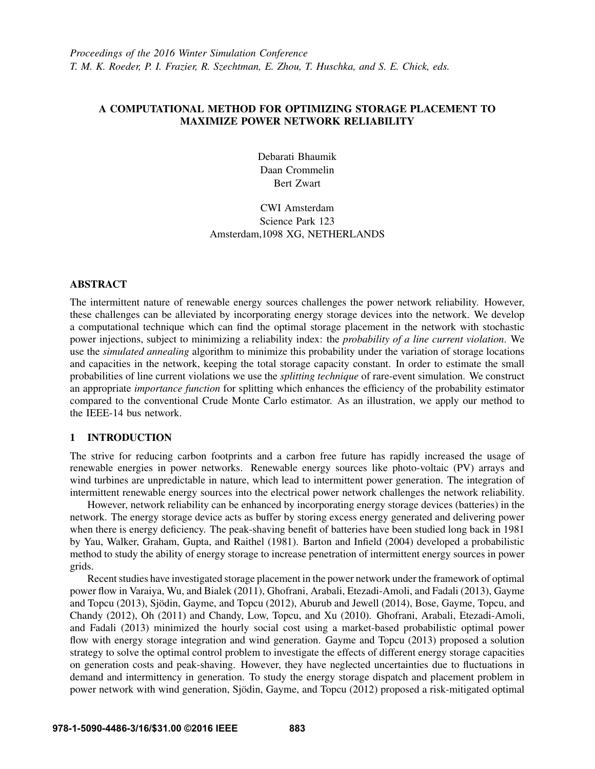*Proceedings of the 2016 Winter Simulation Conference*
*T. M. K. Roeder, P. I. Frazier, R. Szechtman, E. Zhou, T. Huschka, and S. E. Chick, eds.*

# A COMPUTATIONAL METHOD FOR OPTIMIZING STORAGE PLACEMENT TO MAXIMIZE POWER NETWORK RELIABILITY

Debarati Bhaumik
Daan Crommelin
Bert Zwart

CWI Amsterdam
Science Park 123
Amsterdam,1098 XG, NETHERLANDS

## ABSTRACT

The intermittent nature of renewable energy sources challenges the power network reliability. However, these challenges can be alleviated by incorporating energy storage devices into the network. We develop a computational technique which can find the optimal storage placement in the network with stochastic power injections, subject to minimizing a reliability index: the *probability of a line current violation*. We use the *simulated annealing* algorithm to minimize this probability under the variation of storage locations and capacities in the network, keeping the total storage capacity constant. In order to estimate the small probabilities of line current violations we use the *splitting technique* of rare-event simulation. We construct an appropriate *importance function* for splitting which enhances the efficiency of the probability estimator compared to the conventional Crude Monte Carlo estimator. As an illustration, we apply our method to the IEEE-14 bus network.

## 1 INTRODUCTION

The strive for reducing carbon footprints and a carbon free future has rapidly increased the usage of renewable energies in power networks. Renewable energy sources like photo-voltaic (PV) arrays and wind turbines are unpredictable in nature, which lead to intermittent power generation. The integration of intermittent renewable energy sources into the electrical power network challenges the network reliability.

However, network reliability can be enhanced by incorporating energy storage devices (batteries) in the network. The energy storage device acts as buffer by storing excess energy generated and delivering power when there is energy deficiency. The peak-shaving benefit of batteries have been studied long back in 1981 by Yau, Walker, Graham, Gupta, and Raithel (1981). Barton and Infield (2004) developed a probabilistic method to study the ability of energy storage to increase penetration of intermittent energy sources in power grids.

Recent studies have investigated storage placement in the power network under the framework of optimal power flow in Varaiya, Wu, and Bialek (2011), Ghofrani, Arabali, Etezadi-Amoli, and Fadali (2013), Gayme and Topcu (2013), Sjödin, Gayme, and Topcu (2012), Aburub and Jewell (2014), Bose, Gayme, Topcu, and Chandy (2012), Oh (2011) and Chandy, Low, Topcu, and Xu (2010). Ghofrani, Arabali, Etezadi-Amoli, and Fadali (2013) minimized the hourly social cost using a market-based probabilistic optimal power flow with energy storage integration and wind generation. Gayme and Topcu (2013) proposed a solution strategy to solve the optimal control problem to investigate the effects of different energy storage capacities on generation costs and peak-shaving. However, they have neglected uncertainties due to fluctuations in demand and intermittency in generation. To study the energy storage dispatch and placement problem in power network with wind generation, Sjödin, Gayme, and Topcu (2012) proposed a risk-mitigated optimal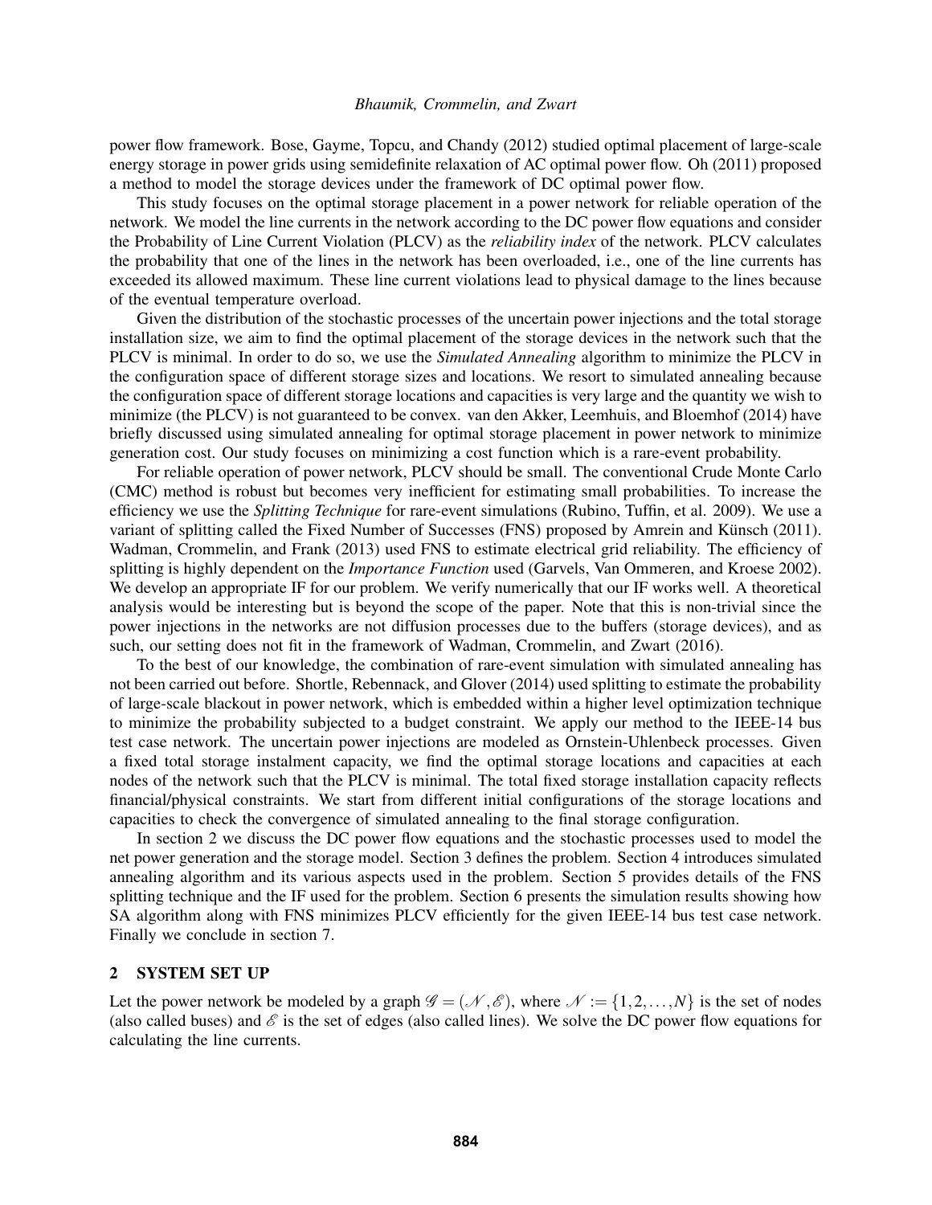power flow framework. Bose, Gayme, Topcu, and Chandy (2012) studied optimal placement of large-scale energy storage in power grids using semidefinite relaxation of AC optimal power flow. Oh (2011) proposed a method to model the storage devices under the framework of DC optimal power flow.

This study focuses on the optimal storage placement in a power network for reliable operation of the network. We model the line currents in the network according to the DC power flow equations and consider the Probability of Line Current Violation (PLCV) as the *reliability index* of the network. PLCV calculates the probability that one of the lines in the network has been overloaded, i.e., one of the line currents has exceeded its allowed maximum. These line current violations lead to physical damage to the lines because of the eventual temperature overload.

Given the distribution of the stochastic processes of the uncertain power injections and the total storage installation size, we aim to find the optimal placement of the storage devices in the network such that the PLCV is minimal. In order to do so, we use the *Simulated Annealing* algorithm to minimize the PLCV in the configuration space of different storage sizes and locations. We resort to simulated annealing because the configuration space of different storage locations and capacities is very large and the quantity we wish to minimize (the PLCV) is not guaranteed to be convex. van den Akker, Leemhuis, and Bloemhof (2014) have briefly discussed using simulated annealing for optimal storage placement in power network to minimize generation cost. Our study focuses on minimizing a cost function which is a rare-event probability.

For reliable operation of power network, PLCV should be small. The conventional Crude Monte Carlo (CMC) method is robust but becomes very inefficient for estimating small probabilities. To increase the efficiency we use the *Splitting Technique* for rare-event simulations (Rubino, Tuffin, et al. 2009). We use a variant of splitting called the Fixed Number of Successes (FNS) proposed by Amrein and Künsch (2011). Wadman, Crommelin, and Frank (2013) used FNS to estimate electrical grid reliability. The efficiency of splitting is highly dependent on the *Importance Function* used (Garvels, Van Ommeren, and Kroese 2002). We develop an appropriate IF for our problem. We verify numerically that our IF works well. A theoretical analysis would be interesting but is beyond the scope of the paper. Note that this is non-trivial since the power injections in the networks are not diffusion processes due to the buffers (storage devices), and as such, our setting does not fit in the framework of Wadman, Crommelin, and Zwart (2016).

To the best of our knowledge, the combination of rare-event simulation with simulated annealing has not been carried out before. Shortle, Rebennack, and Glover (2014) used splitting to estimate the probability of large-scale blackout in power network, which is embedded within a higher level optimization technique to minimize the probability subjected to a budget constraint. We apply our method to the IEEE-14 bus test case network. The uncertain power injections are modeled as Ornstein-Uhlenbeck processes. Given a fixed total storage instalment capacity, we find the optimal storage locations and capacities at each nodes of the network such that the PLCV is minimal. The total fixed storage installation capacity reflects financial/physical constraints. We start from different initial configurations of the storage locations and capacities to check the convergence of simulated annealing to the final storage configuration.

In section 2 we discuss the DC power flow equations and the stochastic processes used to model the net power generation and the storage model. Section 3 defines the problem. Section 4 introduces simulated annealing algorithm and its various aspects used in the problem. Section 5 provides details of the FNS splitting technique and the IF used for the problem. Section 6 presents the simulation results showing how SA algorithm along with FNS minimizes PLCV efficiently for the given IEEE-14 bus test case network. Finally we conclude in section 7.

## 2 SYSTEM SET UP

Let the power network be modeled by a graph $\mathscr{G} = (\mathscr{N}, \mathscr{E})$, where $\mathscr{N} := \{1, 2, \ldots, N\}$ is the set of nodes (also called buses) and $\mathscr{E}$ is the set of edges (also called lines). We solve the DC power flow equations for calculating the line currents.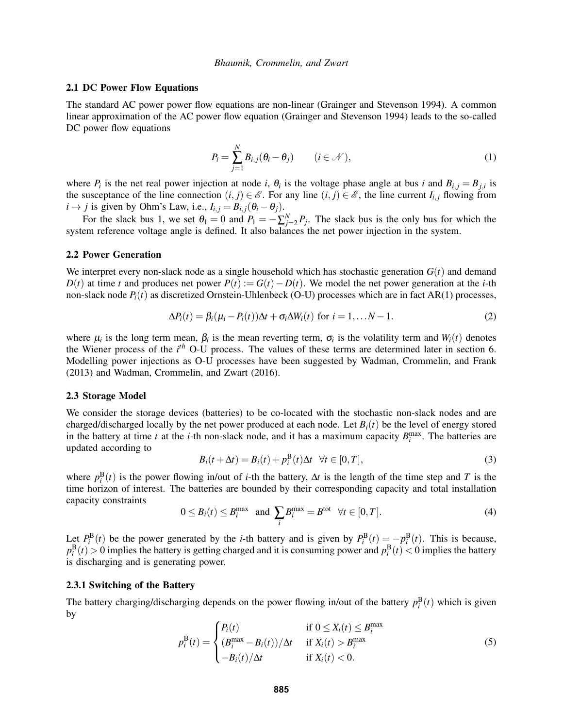### 2.1 DC Power Flow Equations

The standard AC power power flow equations are non-linear (Grainger and Stevenson 1994). A common linear approximation of the AC power flow equation (Grainger and Stevenson 1994) leads to the so-called DC power flow equations

$$P_i = \sum_{j=1}^{N} B_{i,j}(\theta_i - \theta_j) \qquad (i \in \mathscr{N}), \tag{1}$$

where $P_i$ is the net real power injection at node $i$, $\theta_i$ is the voltage phase angle at bus $i$ and $B_{i,j} = B_{j,i}$ is the susceptance of the line connection $(i, j) \in \mathscr{E}$. For any line $(i, j) \in \mathscr{E}$, the line current $I_{i,j}$ flowing from $i \to j$ is given by Ohm's Law, i.e., $I_{i,j} = B_{i,j}(\theta_i - \theta_j)$.

For the slack bus 1, we set $\theta_1 = 0$ and $P_1 = -\sum_{j=2}^{N} P_j$. The slack bus is the only bus for which the system reference voltage angle is defined. It also balances the net power injection in the system.

### 2.2 Power Generation

We interpret every non-slack node as a single household which has stochastic generation $G(t)$ and demand $D(t)$ at time $t$ and produces net power $P(t) := G(t) - D(t)$. We model the net power generation at the $i$-th non-slack node $P_i(t)$ as discretized Ornstein-Uhlenbeck (O-U) processes which are in fact AR(1) processes,

$$\Delta P_i(t) = \beta_i(\mu_i - P_i(t))\Delta t + \sigma_i \Delta W_i(t) \text{ for } i = 1, \dots N-1. \tag{2}$$

where $\mu_i$ is the long term mean, $\beta_i$ is the mean reverting term, $\sigma_i$ is the volatility term and $W_i(t)$ denotes the Wiener process of the $i^{th}$ O-U process. The values of these terms are determined later in section 6. Modelling power injections as O-U processes have been suggested by Wadman, Crommelin, and Frank (2013) and Wadman, Crommelin, and Zwart (2016).

### 2.3 Storage Model

We consider the storage devices (batteries) to be co-located with the stochastic non-slack nodes and are charged/discharged locally by the net power produced at each node. Let $B_i(t)$ be the level of energy stored in the battery at time $t$ at the $i$-th non-slack node, and it has a maximum capacity $B_i^{\max}$. The batteries are updated according to

$$B_i(t + \Delta t) = B_i(t) + p_i^{\mathrm{B}}(t)\Delta t \quad \forall t \in [0, T], \tag{3}$$

where $p_i^{\mathrm{B}}(t)$ is the power flowing in/out of $i$-th the battery, $\Delta t$ is the length of the time step and $T$ is the time horizon of interest. The batteries are bounded by their corresponding capacity and total installation capacity constraints

$$0 \le B_i(t) \le B_i^{\max} \text{ and } \sum_i B_i^{\max} = B^{\mathrm{tot}} \quad \forall t \in [0, T]. \tag{4}$$

Let $P_i^{\mathrm{B}}(t)$ be the power generated by the $i$-th battery and is given by $P_i^{\mathrm{B}}(t) = -p_i^{\mathrm{B}}(t)$. This is because, $p_i^{\mathrm{B}}(t) > 0$ implies the battery is getting charged and it is consuming power and $p_i^{\mathrm{B}}(t) < 0$ implies the battery is discharging and is generating power.

#### 2.3.1 Switching of the Battery

The battery charging/discharging depends on the power flowing in/out of the battery $p_i^{\mathrm{B}}(t)$ which is given by

$$p_i^{\mathrm{B}}(t) = \begin{cases} P_i(t) & \text{if } 0 \le X_i(t) \le B_i^{\max} \\ (B_i^{\max} - B_i(t))/\Delta t & \text{if } X_i(t) > B_i^{\max} \\ -B_i(t)/\Delta t & \text{if } X_i(t) < 0. \end{cases} \tag{5}$$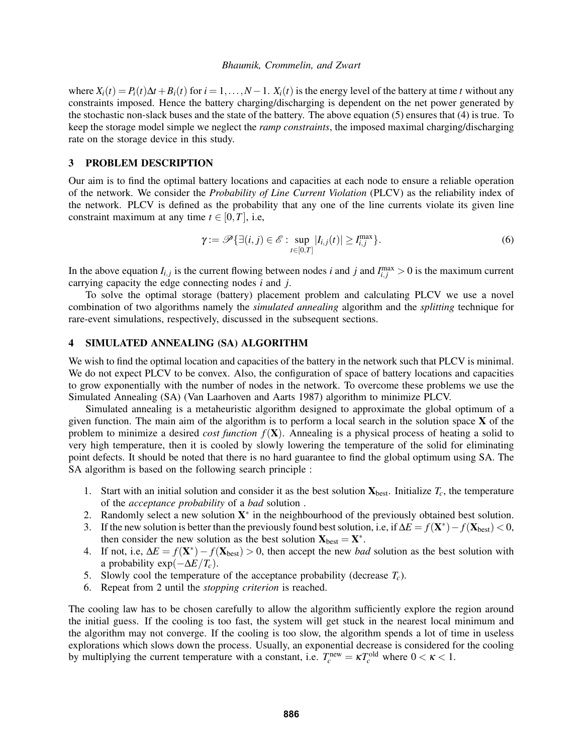where $X_i(t) = P_i(t)\Delta t + B_i(t)$ for $i = 1,\ldots,N-1$. $X_i(t)$ is the energy level of the battery at time $t$ without any constraints imposed. Hence the battery charging/discharging is dependent on the net power generated by the stochastic non-slack buses and the state of the battery. The above equation (5) ensures that (4) is true. To keep the storage model simple we neglect the *ramp constraints*, the imposed maximal charging/discharging rate on the storage device in this study.

## 3 PROBLEM DESCRIPTION

Our aim is to find the optimal battery locations and capacities at each node to ensure a reliable operation of the network. We consider the *Probability of Line Current Violation* (PLCV) as the reliability index of the network. PLCV is defined as the probability that any one of the line currents violate its given line constraint maximum at any time $t \in [0,T]$, i.e,

$$\gamma := \mathscr{P}\{\exists (i,j) \in \mathscr{E} : \sup_{t\in[0,T]} |I_{i,j}(t)| \geq I_{i,j}^{\max}\}. \tag{6}$$

In the above equation $I_{i,j}$ is the current flowing between nodes $i$ and $j$ and $I_{i,j}^{\max} > 0$ is the maximum current carrying capacity the edge connecting nodes $i$ and $j$.

To solve the optimal storage (battery) placement problem and calculating PLCV we use a novel combination of two algorithms namely the *simulated annealing* algorithm and the *splitting* technique for rare-event simulations, respectively, discussed in the subsequent sections.

## 4 SIMULATED ANNEALING (SA) ALGORITHM

We wish to find the optimal location and capacities of the battery in the network such that PLCV is minimal. We do not expect PLCV to be convex. Also, the configuration of space of battery locations and capacities to grow exponentially with the number of nodes in the network. To overcome these problems we use the Simulated Annealing (SA) (Van Laarhoven and Aarts 1987) algorithm to minimize PLCV.

Simulated annealing is a metaheuristic algorithm designed to approximate the global optimum of a given function. The main aim of the algorithm is to perform a local search in the solution space $\mathbf{X}$ of the problem to minimize a desired *cost function* $f(\mathbf{X})$. Annealing is a physical process of heating a solid to very high temperature, then it is cooled by slowly lowering the temperature of the solid for eliminating point defects. It should be noted that there is no hard guarantee to find the global optimum using SA. The SA algorithm is based on the following search principle :

1. Start with an initial solution and consider it as the best solution $\mathbf{X}_{\text{best}}$. Initialize $T_c$, the temperature of the *acceptance probability* of a *bad* solution .
2. Randomly select a new solution $\mathbf{X}^*$ in the neighbourhood of the previously obtained best solution.
3. If the new solution is better than the previously found best solution, i.e, if $\Delta E = f(\mathbf{X}^*) - f(\mathbf{X}_{\text{best}}) < 0$, then consider the new solution as the best solution $\mathbf{X}_{\text{best}} = \mathbf{X}^*$.
4. If not, i.e, $\Delta E = f(\mathbf{X}^*) - f(\mathbf{X}_{\text{best}}) > 0$, then accept the new *bad* solution as the best solution with a probability $\exp(-\Delta E/T_c)$.
5. Slowly cool the temperature of the acceptance probability (decrease $T_c$).
6. Repeat from 2 until the *stopping criterion* is reached.

The cooling law has to be chosen carefully to allow the algorithm sufficiently explore the region around the initial guess. If the cooling is too fast, the system will get stuck in the nearest local minimum and the algorithm may not converge. If the cooling is too slow, the algorithm spends a lot of time in useless explorations which slows down the process. Usually, an exponential decrease is considered for the cooling by multiplying the current temperature with a constant, i.e. $T_c^{\text{new}} = \kappa T_c^{\text{old}}$ where $0 < \kappa < 1$.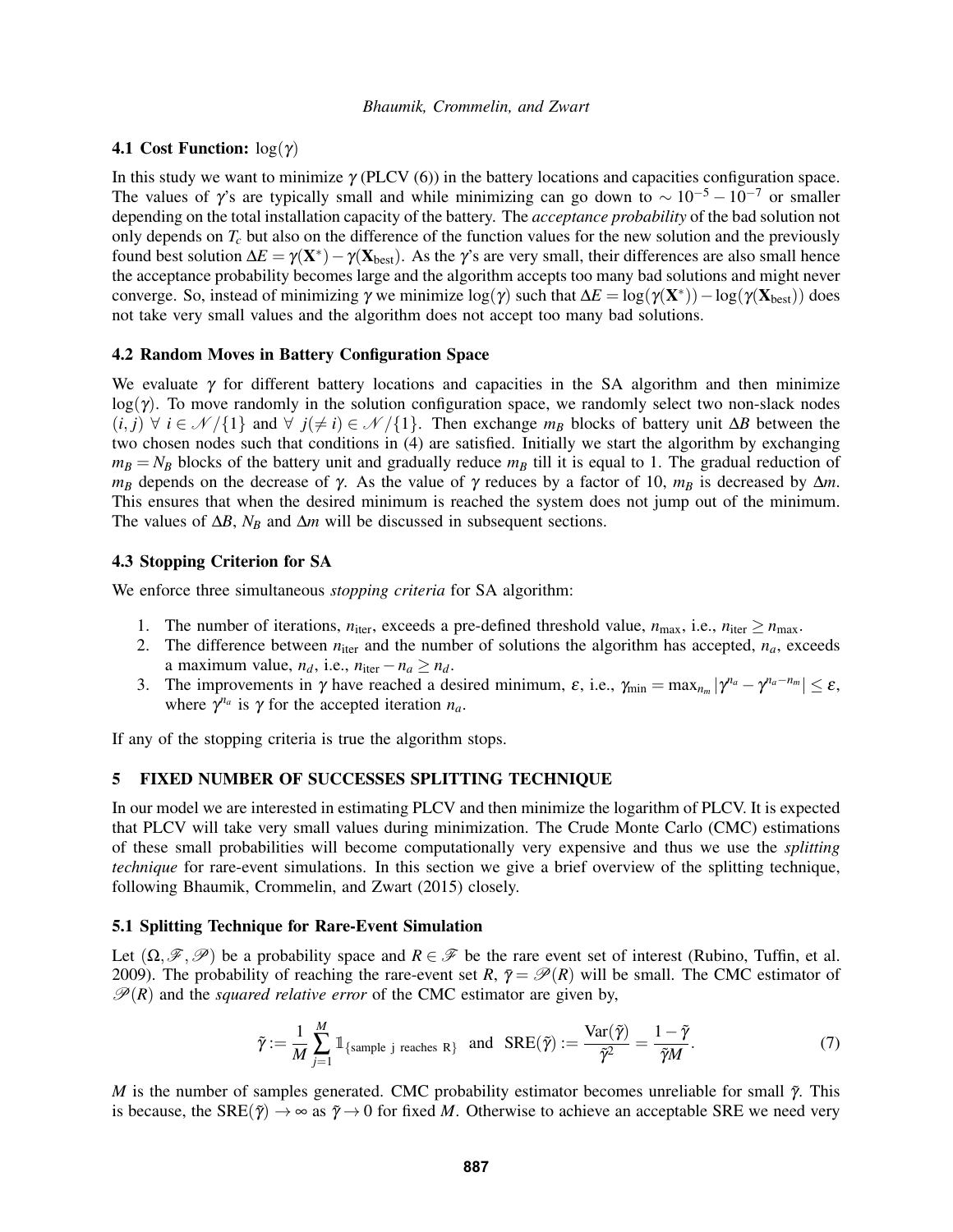### 4.1 Cost Function: $\log(\gamma)$

In this study we want to minimize $\gamma$ (PLCV (6)) in the battery locations and capacities configuration space. The values of $\gamma$'s are typically small and while minimizing can go down to $\sim 10^{-5} - 10^{-7}$ or smaller depending on the total installation capacity of the battery. The *acceptance probability* of the bad solution not only depends on $T_c$ but also on the difference of the function values for the new solution and the previously found best solution $\Delta E = \gamma(\mathbf{X}^*) - \gamma(\mathbf{X}_{\text{best}})$. As the $\gamma$'s are very small, their differences are also small hence the acceptance probability becomes large and the algorithm accepts too many bad solutions and might never converge. So, instead of minimizing $\gamma$ we minimize $\log(\gamma)$ such that $\Delta E = \log(\gamma(\mathbf{X}^*)) - \log(\gamma(\mathbf{X}_{\text{best}}))$ does not take very small values and the algorithm does not accept too many bad solutions.

### 4.2 Random Moves in Battery Configuration Space

We evaluate $\gamma$ for different battery locations and capacities in the SA algorithm and then minimize $\log(\gamma)$. To move randomly in the solution configuration space, we randomly select two non-slack nodes $(i, j)\ \forall\ i \in \mathcal{N}/\{1\}$ and $\forall\ j(\neq i) \in \mathcal{N}/\{1\}$. Then exchange $m_B$ blocks of battery unit $\Delta B$ between the two chosen nodes such that conditions in (4) are satisfied. Initially we start the algorithm by exchanging $m_B = N_B$ blocks of the battery unit and gradually reduce $m_B$ till it is equal to 1. The gradual reduction of $m_B$ depends on the decrease of $\gamma$. As the value of $\gamma$ reduces by a factor of 10, $m_B$ is decreased by $\Delta m$. This ensures that when the desired minimum is reached the system does not jump out of the minimum. The values of $\Delta B$, $N_B$ and $\Delta m$ will be discussed in subsequent sections.

### 4.3 Stopping Criterion for SA

We enforce three simultaneous *stopping criteria* for SA algorithm:

1. The number of iterations, $n_{\text{iter}}$, exceeds a pre-defined threshold value, $n_{\max}$, i.e., $n_{\text{iter}} \geq n_{\max}$.
2. The difference between $n_{\text{iter}}$ and the number of solutions the algorithm has accepted, $n_a$, exceeds a maximum value, $n_d$, i.e., $n_{\text{iter}} - n_a \geq n_d$.
3. The improvements in $\gamma$ have reached a desired minimum, $\varepsilon$, i.e., $\gamma_{\min} = \max_{n_m} |\gamma^{n_a} - \gamma^{n_a - n_m}| \leq \varepsilon$, where $\gamma^{n_a}$ is $\gamma$ for the accepted iteration $n_a$.

If any of the stopping criteria is true the algorithm stops.

## 5 FIXED NUMBER OF SUCCESSES SPLITTING TECHNIQUE

In our model we are interested in estimating PLCV and then minimize the logarithm of PLCV. It is expected that PLCV will take very small values during minimization. The Crude Monte Carlo (CMC) estimations of these small probabilities will become computationally very expensive and thus we use the *splitting technique* for rare-event simulations. In this section we give a brief overview of the splitting technique, following Bhaumik, Crommelin, and Zwart (2015) closely.

### 5.1 Splitting Technique for Rare-Event Simulation

Let $(\Omega, \mathscr{F}, \mathscr{P})$ be a probability space and $R \in \mathscr{F}$ be the rare event set of interest (Rubino, Tuffin, et al. 2009). The probability of reaching the rare-event set $R$, $\bar{\gamma} = \mathscr{P}(R)$ will be small. The CMC estimator of $\mathscr{P}(R)$ and the *squared relative error* of the CMC estimator are given by,

$$\tilde{\gamma} := \frac{1}{M} \sum_{j=1}^{M} \mathbb{1}_{\{\text{sample j reaches R}\}} \quad \text{and} \quad \text{SRE}(\tilde{\gamma}) := \frac{\text{Var}(\tilde{\gamma})}{\bar{\gamma}^2} = \frac{1 - \bar{\gamma}}{\bar{\gamma} M}. \tag{7}$$

$M$ is the number of samples generated. CMC probability estimator becomes unreliable for small $\bar{\gamma}$. This is because, the $\text{SRE}(\tilde{\gamma}) \to \infty$ as $\bar{\gamma} \to 0$ for fixed $M$. Otherwise to achieve an acceptable SRE we need very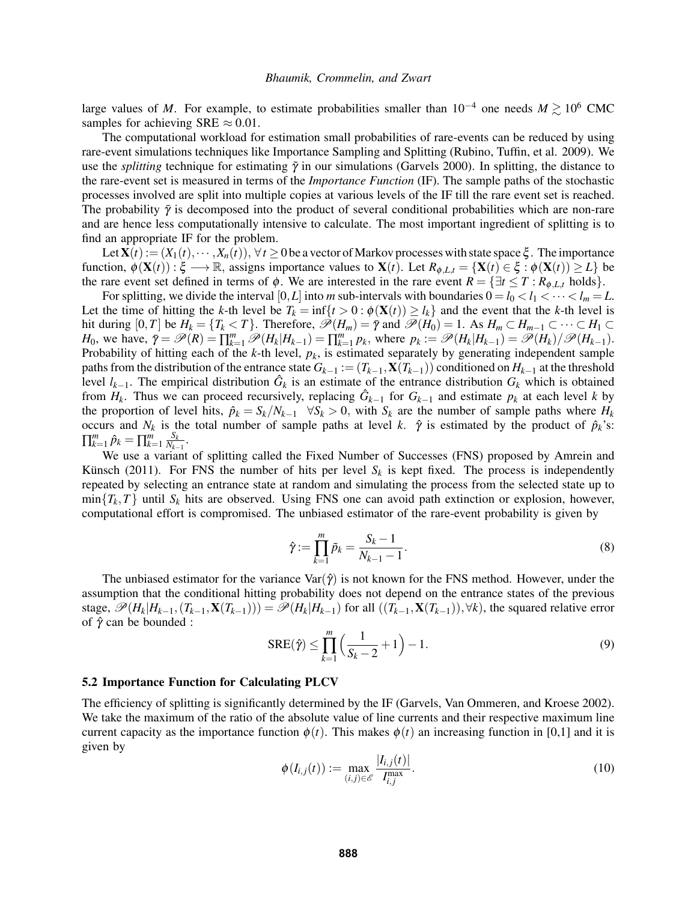large values of $M$. For example, to estimate probabilities smaller than $10^{-4}$ one needs $M \gtrsim 10^6$ CMC samples for achieving SRE $\approx 0.01$.

The computational workload for estimation small probabilities of rare-events can be reduced by using rare-event simulations techniques like Importance Sampling and Splitting (Rubino, Tuffin, et al. 2009). We use the *splitting* technique for estimating $\bar{\gamma}$ in our simulations (Garvels 2000). In splitting, the distance to the rare-event set is measured in terms of the *Importance Function* (IF). The sample paths of the stochastic processes involved are split into multiple copies at various levels of the IF till the rare event set is reached. The probability $\bar{\gamma}$ is decomposed into the product of several conditional probabilities which are non-rare and are hence less computationally intensive to calculate. The most important ingredient of splitting is to find an appropriate IF for the problem.

Let $\mathbf{X}(t) := (X_1(t), \cdots, X_n(t))$, $\forall\, t \geq 0$ be a vector of Markov processes with state space $\xi$. The importance function, $\phi(\mathbf{X}(t)) : \xi \longrightarrow \mathbb{R}$, assigns importance values to $\mathbf{X}(t)$. Let $R_{\phi,L,t} = \{\mathbf{X}(t) \in \xi : \phi(\mathbf{X}(t)) \geq L\}$ be the rare event set defined in terms of $\phi$. We are interested in the rare event $R = \{\exists t \leq T : R_{\phi,L,t} \text{ holds}\}$.

For splitting, we divide the interval $[0,L]$ into $m$ sub-intervals with boundaries $0 = l_0 < l_1 < \cdots < l_m = L$. Let the time of hitting the $k$-th level be $T_k = \inf\{t > 0 : \phi(\mathbf{X}(t)) \geq l_k\}$ and the event that the $k$-th level is hit during $[0,T]$ be $H_k = \{T_k < T\}$. Therefore, $\mathscr{P}(H_m) = \bar{\gamma}$ and $\mathscr{P}(H_0) = 1$. As $H_m \subset H_{m-1} \subset \cdots \subset H_1 \subset H_0$, we have, $\bar{\gamma} = \mathscr{P}(R) = \prod_{k=1}^{m} \mathscr{P}(H_k|H_{k-1}) = \prod_{k=1}^{m} p_k$, where $p_k := \mathscr{P}(H_k|H_{k-1}) = \mathscr{P}(H_k)/\mathscr{P}(H_{k-1})$. Probability of hitting each of the $k$-th level, $p_k$, is estimated separately by generating independent sample paths from the distribution of the entrance state $G_{k-1} := (T_{k-1}, \mathbf{X}(T_{k-1}))$ conditioned on $H_{k-1}$ at the threshold level $l_{k-1}$. The empirical distribution $\hat{G}_k$ is an estimate of the entrance distribution $G_k$ which is obtained from $H_k$. Thus we can proceed recursively, replacing $\hat{G}_{k-1}$ for $G_{k-1}$ and estimate $p_k$ at each level $k$ by the proportion of level hits, $\hat{p}_k = S_k/N_{k-1} \quad \forall S_k > 0$, with $S_k$ are the number of sample paths where $H_k$ occurs and $N_k$ is the total number of sample paths at level $k$. $\hat{\gamma}$ is estimated by the product of $\hat{p}_k$'s: $\prod_{k=1}^{m} \hat{p}_k = \prod_{k=1}^{m} \frac{S_k}{N_{k-1}}$.

We use a variant of splitting called the Fixed Number of Successes (FNS) proposed by Amrein and Künsch (2011). For FNS the number of hits per level $S_k$ is kept fixed. The process is independently repeated by selecting an entrance state at random and simulating the process from the selected state up to $\min\{T_k, T\}$ until $S_k$ hits are observed. Using FNS one can avoid path extinction or explosion, however, computational effort is compromised. The unbiased estimator of the rare-event probability is given by

$$\hat{\gamma} := \prod_{k=1}^{m} \tilde{p}_k = \frac{S_k - 1}{N_{k-1} - 1}. \tag{8}$$

The unbiased estimator for the variance $\mathrm{Var}(\hat{\gamma})$ is not known for the FNS method. However, under the assumption that the conditional hitting probability does not depend on the entrance states of the previous stage, $\mathscr{P}(H_k|H_{k-1}, (T_{k-1}, \mathbf{X}(T_{k-1}))) = \mathscr{P}(H_k|H_{k-1})$ for all $((T_{k-1}, \mathbf{X}(T_{k-1})), \forall k)$, the squared relative error of $\hat{\gamma}$ can be bounded :

$$\mathrm{SRE}(\hat{\gamma}) \leq \prod_{k=1}^{m} \Big( \frac{1}{S_k - 2} + 1 \Big) - 1. \tag{9}$$

### 5.2 Importance Function for Calculating PLCV

The efficiency of splitting is significantly determined by the IF (Garvels, Van Ommeren, and Kroese 2002). We take the maximum of the ratio of the absolute value of line currents and their respective maximum line current capacity as the importance function $\phi(t)$. This makes $\phi(t)$ an increasing function in [0,1] and it is given by

$$\phi(I_{i,j}(t)) := \max_{(i,j) \in \mathscr{E}} \frac{|I_{i,j}(t)|}{I_{i,j}^{\max}}. \tag{10}$$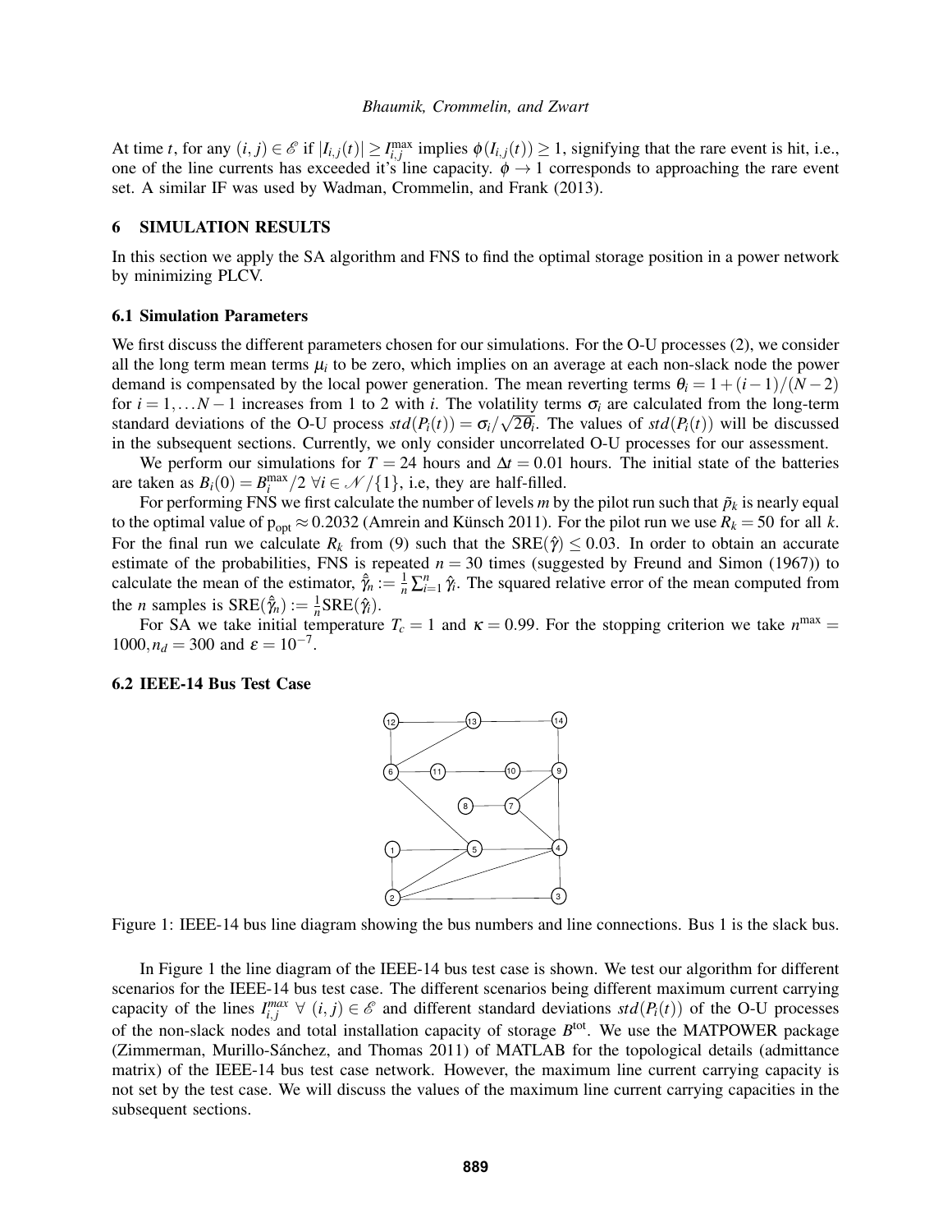At time $t$, for any $(i,j) \in \mathscr{E}$ if $|I_{i,j}(t)| \geq I_{i,j}^{\max}$ implies $\phi(I_{i,j}(t)) \geq 1$, signifying that the rare event is hit, i.e., one of the line currents has exceeded it's line capacity. $\phi \to 1$ corresponds to approaching the rare event set. A similar IF was used by Wadman, Crommelin, and Frank (2013).

## 6 SIMULATION RESULTS

In this section we apply the SA algorithm and FNS to find the optimal storage position in a power network by minimizing PLCV.

### 6.1 Simulation Parameters

We first discuss the different parameters chosen for our simulations. For the O-U processes (2), we consider all the long term mean terms $\mu_i$ to be zero, which implies on an average at each non-slack node the power demand is compensated by the local power generation. The mean reverting terms $\theta_i = 1 + (i-1)/(N-2)$ for $i = 1, \ldots N-1$ increases from 1 to 2 with $i$. The volatility terms $\sigma_i$ are calculated from the long-term standard deviations of the O-U process $std(P_i(t)) = \sigma_i/\sqrt{2\theta_i}$. The values of $std(P_i(t))$ will be discussed in the subsequent sections. Currently, we only consider uncorrelated O-U processes for our assessment.

We perform our simulations for $T = 24$ hours and $\Delta t = 0.01$ hours. The initial state of the batteries are taken as $B_i(0) = B_i^{\max}/2 \ \forall i \in \mathscr{N}/\{1\}$, i.e, they are half-filled.

For performing FNS we first calculate the number of levels $m$ by the pilot run such that $\tilde{p}_k$ is nearly equal to the optimal value of $\mathrm{p_{opt}} \approx 0.2032$ (Amrein and Künsch 2011). For the pilot run we use $R_k = 50$ for all $k$. For the final run we calculate $R_k$ from (9) such that the $\mathrm{SRE}(\hat{\gamma}) \leq 0.03$. In order to obtain an accurate estimate of the probabilities, FNS is repeated $n = 30$ times (suggested by Freund and Simon (1967)) to calculate the mean of the estimator, $\hat{\bar{\gamma}}_n := \frac{1}{n}\sum_{i=1}^{n}\hat{\gamma}_i$. The squared relative error of the mean computed from the $n$ samples is $\mathrm{SRE}(\hat{\bar{\gamma}}_n) := \frac{1}{n}\mathrm{SRE}(\hat{\gamma}_i)$.

For SA we take initial temperature $T_c = 1$ and $\kappa = 0.99$. For the stopping criterion we take $n^{\max} = 1000, n_d = 300$ and $\varepsilon = 10^{-7}$.

### 6.2 IEEE-14 Bus Test Case

Figure 1: IEEE-14 bus line diagram showing the bus numbers and line connections. Bus 1 is the slack bus.

In Figure 1 the line diagram of the IEEE-14 bus test case is shown. We test our algorithm for different scenarios for the IEEE-14 bus test case. The different scenarios being different maximum current carrying capacity of the lines $I_{i,j}^{max} \ \forall \ (i,j) \in \mathscr{E}$ and different standard deviations $std(P_i(t))$ of the O-U processes of the non-slack nodes and total installation capacity of storage $B^{\mathrm{tot}}$. We use the MATPOWER package (Zimmerman, Murillo-Sánchez, and Thomas 2011) of MATLAB for the topological details (admittance matrix) of the IEEE-14 bus test case network. However, the maximum line current carrying capacity is not set by the test case. We will discuss the values of the maximum line current carrying capacities in the subsequent sections.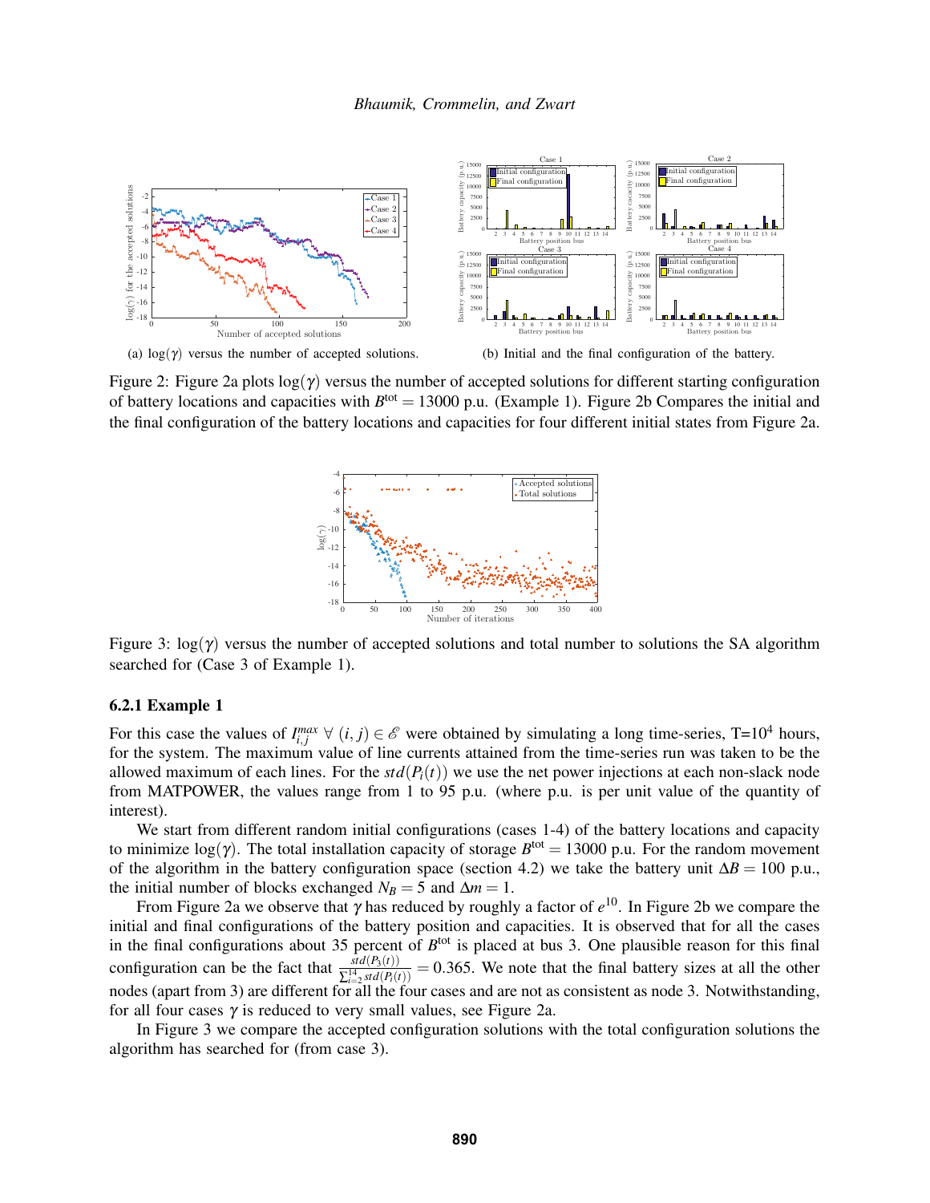(a) $\log(\gamma)$ versus the number of accepted solutions.

(b) Initial and the final configuration of the battery.

Figure 2: Figure 2a plots $\log(\gamma)$ versus the number of accepted solutions for different starting configuration of battery locations and capacities with $B^{\text{tot}} = 13000$ p.u. (Example 1). Figure 2b Compares the initial and the final configuration of the battery locations and capacities for four different initial states from Figure 2a.

Figure 3: $\log(\gamma)$ versus the number of accepted solutions and total number to solutions the SA algorithm searched for (Case 3 of Example 1).

### 6.2.1 Example 1

For this case the values of $I_{i,j}^{max}$ $\forall$ $(i,j) \in \mathscr{E}$ were obtained by simulating a long time-series, T=$10^4$ hours, for the system. The maximum value of line currents attained from the time-series run was taken to be the allowed maximum of each lines. For the $std(P_i(t))$ we use the net power injections at each non-slack node from MATPOWER, the values range from 1 to 95 p.u. (where p.u. is per unit value of the quantity of interest).

We start from different random initial configurations (cases 1-4) of the battery locations and capacity to minimize $\log(\gamma)$. The total installation capacity of storage $B^{\text{tot}} = 13000$ p.u. For the random movement of the algorithm in the battery configuration space (section 4.2) we take the battery unit $\Delta B = 100$ p.u., the initial number of blocks exchanged $N_B = 5$ and $\Delta m = 1$.

From Figure 2a we observe that $\gamma$ has reduced by roughly a factor of $e^{10}$. In Figure 2b we compare the initial and final configurations of the battery position and capacities. It is observed that for all the cases in the final configurations about 35 percent of $B^{\text{tot}}$ is placed at bus 3. One plausible reason for this final configuration can be the fact that $\frac{std(P_3(t))}{\sum_{i=2}^{14} std(P_i(t))} = 0.365$. We note that the final battery sizes at all the other nodes (apart from 3) are different for all the four cases and are not as consistent as node 3. Notwithstanding, for all four cases $\gamma$ is reduced to very small values, see Figure 2a.

In Figure 3 we compare the accepted configuration solutions with the total configuration solutions the algorithm has searched for (from case 3).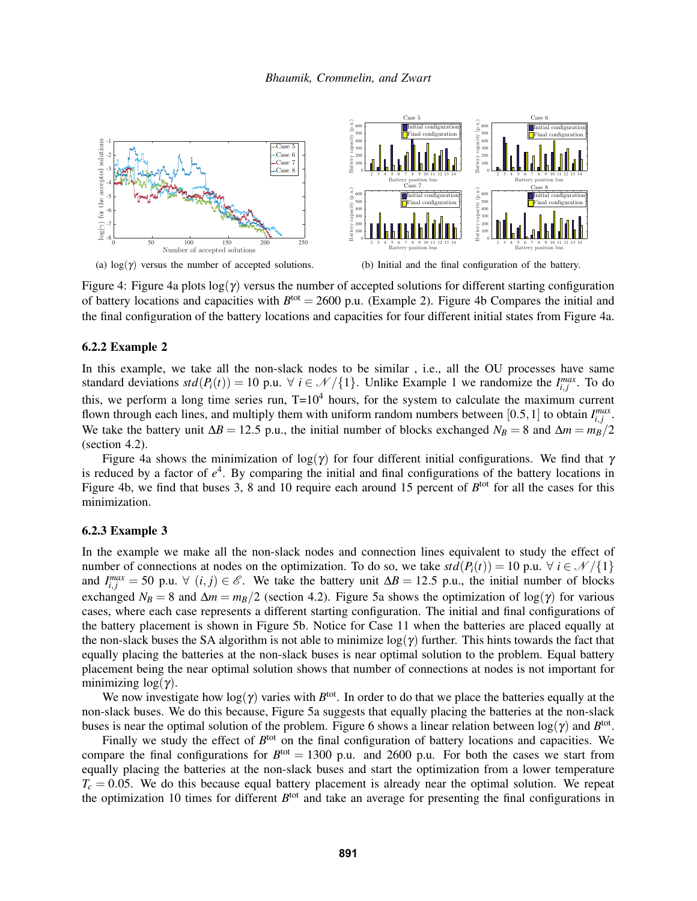(a) $\log(\gamma)$ versus the number of accepted solutions.

(b) Initial and the final configuration of the battery.

Figure 4: Figure 4a plots $\log(\gamma)$ versus the number of accepted solutions for different starting configuration of battery locations and capacities with $B^{\text{tot}} = 2600$ p.u. (Example 2). Figure 4b Compares the initial and the final configuration of the battery locations and capacities for four different initial states from Figure 4a.

### 6.2.2 Example 2

In this example, we take all the non-slack nodes to be similar , i.e., all the OU processes have same standard deviations $std(P_i(t)) = 10$ p.u. $\forall\ i \in \mathcal{N}/\{1\}$. Unlike Example 1 we randomize the $I_{i,j}^{max}$. To do this, we perform a long time series run, T=$10^4$ hours, for the system to calculate the maximum current flown through each lines, and multiply them with uniform random numbers between $[0.5,1]$ to obtain $I_{i,j}^{max}$. We take the battery unit $\Delta B = 12.5$ p.u., the initial number of blocks exchanged $N_B = 8$ and $\Delta m = m_B/2$ (section 4.2).

Figure 4a shows the minimization of $\log(\gamma)$ for four different initial configurations. We find that $\gamma$ is reduced by a factor of $e^4$. By comparing the initial and final configurations of the battery locations in Figure 4b, we find that buses 3, 8 and 10 require each around 15 percent of $B^{\text{tot}}$ for all the cases for this minimization.

### 6.2.3 Example 3

In the example we make all the non-slack nodes and connection lines equivalent to study the effect of number of connections at nodes on the optimization. To do so, we take $std(P_i(t)) = 10$ p.u. $\forall\ i \in \mathcal{N}/\{1\}$ and $I_{i,j}^{max} = 50$ p.u. $\forall\ (i,j) \in \mathcal{E}$. We take the battery unit $\Delta B = 12.5$ p.u., the initial number of blocks exchanged $N_B = 8$ and $\Delta m = m_B/2$ (section 4.2). Figure 5a shows the optimization of $\log(\gamma)$ for various cases, where each case represents a different starting configuration. The initial and final configurations of the battery placement is shown in Figure 5b. Notice for Case 11 when the batteries are placed equally at the non-slack buses the SA algorithm is not able to minimize $\log(\gamma)$ further. This hints towards the fact that equally placing the batteries at the non-slack buses is near optimal solution to the problem. Equal battery placement being the near optimal solution shows that number of connections at nodes is not important for minimizing $\log(\gamma)$.

We now investigate how $\log(\gamma)$ varies with $B^{\text{tot}}$. In order to do that we place the batteries equally at the non-slack buses. We do this because, Figure 5a suggests that equally placing the batteries at the non-slack buses is near the optimal solution of the problem. Figure 6 shows a linear relation between $\log(\gamma)$ and $B^{\text{tot}}$.

Finally we study the effect of $B^{\text{tot}}$ on the final configuration of battery locations and capacities. We compare the final configurations for $B^{\text{tot}} = 1300$ p.u. and 2600 p.u. For both the cases we start from equally placing the batteries at the non-slack buses and start the optimization from a lower temperature $T_c = 0.05$. We do this because equal battery placement is already near the optimal solution. We repeat the optimization 10 times for different $B^{\text{tot}}$ and take an average for presenting the final configurations in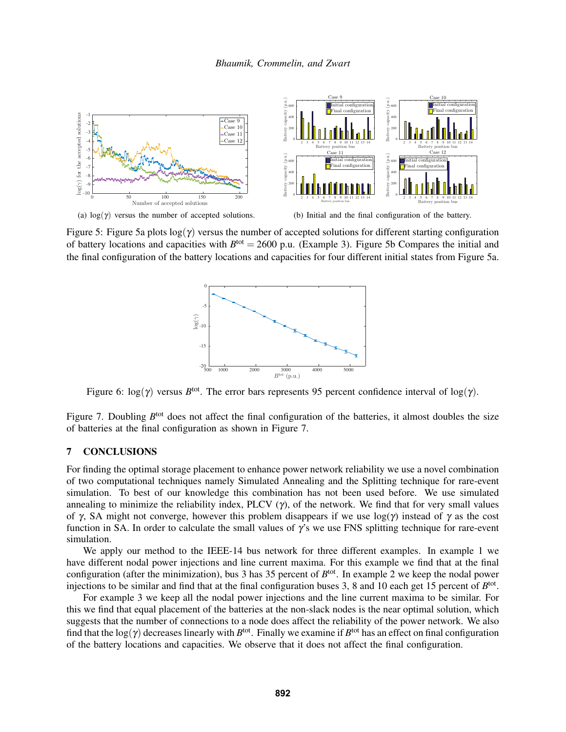(a) $\log(\gamma)$ versus the number of accepted solutions.

(b) Initial and the final configuration of the battery.

Figure 5: Figure 5a plots $\log(\gamma)$ versus the number of accepted solutions for different starting configuration of battery locations and capacities with $B^{\text{tot}} = 2600$ p.u. (Example 3). Figure 5b Compares the initial and the final configuration of the battery locations and capacities for four different initial states from Figure 5a.

Figure 6: $\log(\gamma)$ versus $B^{\text{tot}}$. The error bars represents 95 percent confidence interval of $\log(\gamma)$.

Figure 7. Doubling $B^{\text{tot}}$ does not affect the final configuration of the batteries, it almost doubles the size of batteries at the final configuration as shown in Figure 7.

## 7 CONCLUSIONS

For finding the optimal storage placement to enhance power network reliability we use a novel combination of two computational techniques namely Simulated Annealing and the Splitting technique for rare-event simulation. To best of our knowledge this combination has not been used before. We use simulated annealing to minimize the reliability index, PLCV ($\gamma$), of the network. We find that for very small values of $\gamma$, SA might not converge, however this problem disappears if we use $\log(\gamma)$ instead of $\gamma$ as the cost function in SA. In order to calculate the small values of $\gamma$'s we use FNS splitting technique for rare-event simulation.

We apply our method to the IEEE-14 bus network for three different examples. In example 1 we have different nodal power injections and line current maxima. For this example we find that at the final configuration (after the minimization), bus 3 has 35 percent of $B^{\text{tot}}$. In example 2 we keep the nodal power injections to be similar and find that at the final configuration buses 3, 8 and 10 each get 15 percent of $B^{\text{tot}}$.

For example 3 we keep all the nodal power injections and the line current maxima to be similar. For this we find that equal placement of the batteries at the non-slack nodes is the near optimal solution, which suggests that the number of connections to a node does affect the reliability of the power network. We also find that the $\log(\gamma)$ decreases linearly with $B^{\text{tot}}$. Finally we examine if $B^{\text{tot}}$ has an effect on final configuration of the battery locations and capacities. We observe that it does not affect the final configuration.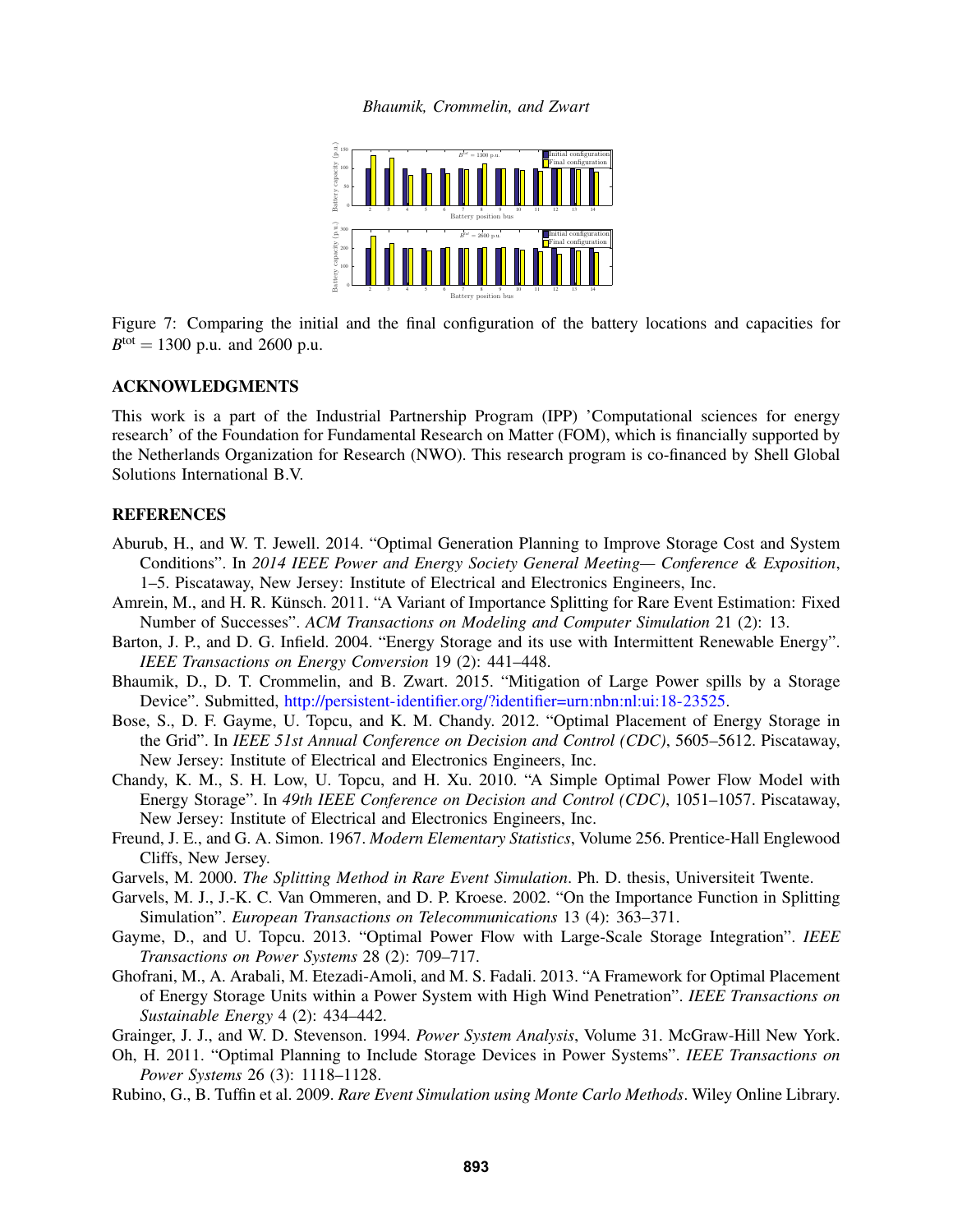Figure 7: Comparing the initial and the final configuration of the battery locations and capacities for $B^{\text{tot}} = 1300$ p.u. and 2600 p.u.

## ACKNOWLEDGMENTS

This work is a part of the Industrial Partnership Program (IPP) 'Computational sciences for energy research' of the Foundation for Fundamental Research on Matter (FOM), which is financially supported by the Netherlands Organization for Research (NWO). This research program is co-financed by Shell Global Solutions International B.V.

## REFERENCES

Aburub, H., and W. T. Jewell. 2014. "Optimal Generation Planning to Improve Storage Cost and System Conditions". In *2014 IEEE Power and Energy Society General Meeting— Conference & Exposition*, 1–5. Piscataway, New Jersey: Institute of Electrical and Electronics Engineers, Inc.

Amrein, M., and H. R. Künsch. 2011. "A Variant of Importance Splitting for Rare Event Estimation: Fixed Number of Successes". *ACM Transactions on Modeling and Computer Simulation* 21 (2): 13.

Barton, J. P., and D. G. Infield. 2004. "Energy Storage and its use with Intermittent Renewable Energy". *IEEE Transactions on Energy Conversion* 19 (2): 441–448.

Bhaumik, D., D. T. Crommelin, and B. Zwart. 2015. "Mitigation of Large Power spills by a Storage Device". Submitted, http://persistent-identifier.org/?identifier=urn:nbn:nl:ui:18-23525.

Bose, S., D. F. Gayme, U. Topcu, and K. M. Chandy. 2012. "Optimal Placement of Energy Storage in the Grid". In *IEEE 51st Annual Conference on Decision and Control (CDC)*, 5605–5612. Piscataway, New Jersey: Institute of Electrical and Electronics Engineers, Inc.

Chandy, K. M., S. H. Low, U. Topcu, and H. Xu. 2010. "A Simple Optimal Power Flow Model with Energy Storage". In *49th IEEE Conference on Decision and Control (CDC)*, 1051–1057. Piscataway, New Jersey: Institute of Electrical and Electronics Engineers, Inc.

Freund, J. E., and G. A. Simon. 1967. *Modern Elementary Statistics*, Volume 256. Prentice-Hall Englewood Cliffs, New Jersey.

Garvels, M. 2000. *The Splitting Method in Rare Event Simulation*. Ph. D. thesis, Universiteit Twente.

Garvels, M. J., J.-K. C. Van Ommeren, and D. P. Kroese. 2002. "On the Importance Function in Splitting Simulation". *European Transactions on Telecommunications* 13 (4): 363–371.

Gayme, D., and U. Topcu. 2013. "Optimal Power Flow with Large-Scale Storage Integration". *IEEE Transactions on Power Systems* 28 (2): 709–717.

Ghofrani, M., A. Arabali, M. Etezadi-Amoli, and M. S. Fadali. 2013. "A Framework for Optimal Placement of Energy Storage Units within a Power System with High Wind Penetration". *IEEE Transactions on Sustainable Energy* 4 (2): 434–442.

Grainger, J. J., and W. D. Stevenson. 1994. *Power System Analysis*, Volume 31. McGraw-Hill New York.

Oh, H. 2011. "Optimal Planning to Include Storage Devices in Power Systems". *IEEE Transactions on Power Systems* 26 (3): 1118–1128.

Rubino, G., B. Tuffin et al. 2009. *Rare Event Simulation using Monte Carlo Methods*. Wiley Online Library.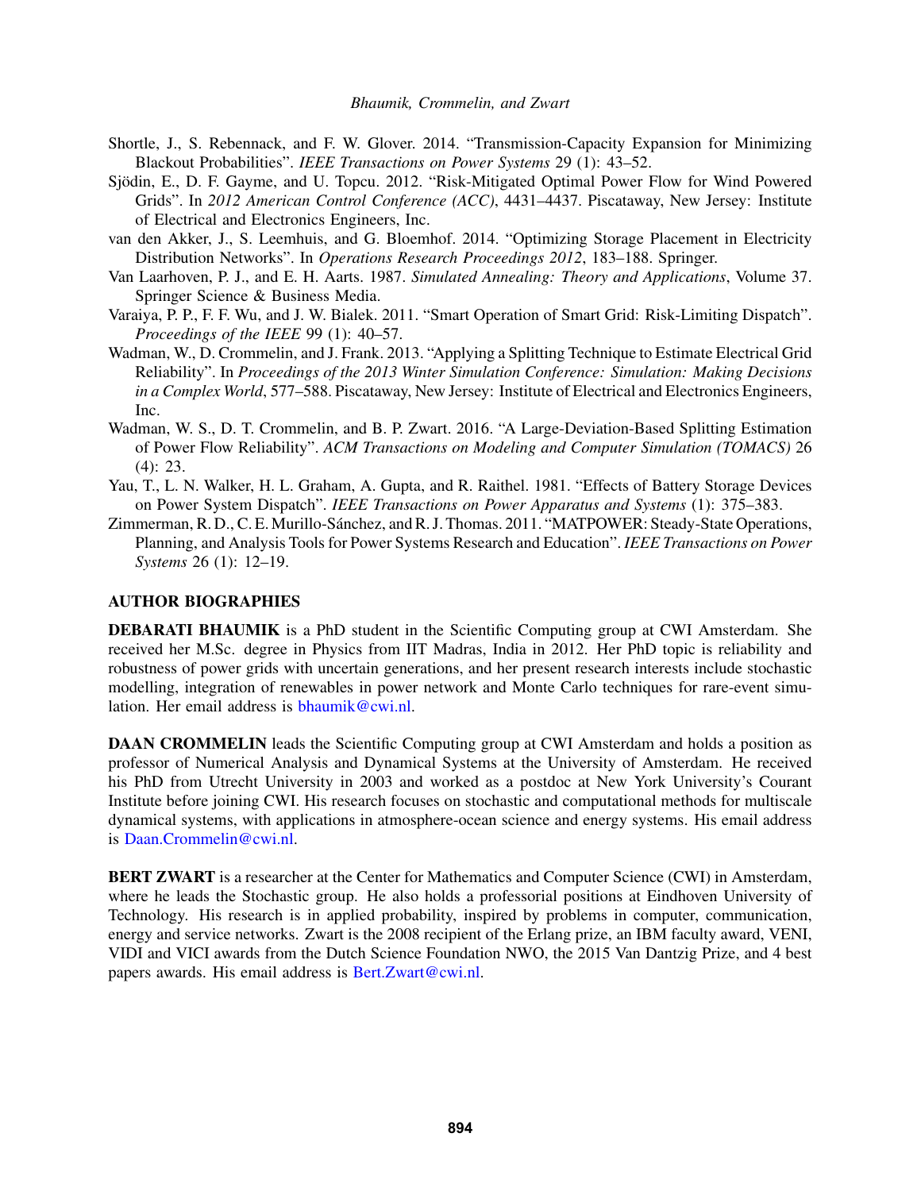Shortle, J., S. Rebennack, and F. W. Glover. 2014. "Transmission-Capacity Expansion for Minimizing Blackout Probabilities". *IEEE Transactions on Power Systems* 29 (1): 43–52.

Sjödin, E., D. F. Gayme, and U. Topcu. 2012. "Risk-Mitigated Optimal Power Flow for Wind Powered Grids". In *2012 American Control Conference (ACC)*, 4431–4437. Piscataway, New Jersey: Institute of Electrical and Electronics Engineers, Inc.

van den Akker, J., S. Leemhuis, and G. Bloemhof. 2014. "Optimizing Storage Placement in Electricity Distribution Networks". In *Operations Research Proceedings 2012*, 183–188. Springer.

Van Laarhoven, P. J., and E. H. Aarts. 1987. *Simulated Annealing: Theory and Applications*, Volume 37. Springer Science & Business Media.

Varaiya, P. P., F. F. Wu, and J. W. Bialek. 2011. "Smart Operation of Smart Grid: Risk-Limiting Dispatch". *Proceedings of the IEEE* 99 (1): 40–57.

Wadman, W., D. Crommelin, and J. Frank. 2013. "Applying a Splitting Technique to Estimate Electrical Grid Reliability". In *Proceedings of the 2013 Winter Simulation Conference: Simulation: Making Decisions in a Complex World*, 577–588. Piscataway, New Jersey: Institute of Electrical and Electronics Engineers, Inc.

Wadman, W. S., D. T. Crommelin, and B. P. Zwart. 2016. "A Large-Deviation-Based Splitting Estimation of Power Flow Reliability". *ACM Transactions on Modeling and Computer Simulation (TOMACS)* 26 (4): 23.

Yau, T., L. N. Walker, H. L. Graham, A. Gupta, and R. Raithel. 1981. "Effects of Battery Storage Devices on Power System Dispatch". *IEEE Transactions on Power Apparatus and Systems* (1): 375–383.

Zimmerman, R. D., C. E. Murillo-Sánchez, and R. J. Thomas. 2011. "MATPOWER: Steady-State Operations, Planning, and Analysis Tools for Power Systems Research and Education". *IEEE Transactions on Power Systems* 26 (1): 12–19.

## AUTHOR BIOGRAPHIES

**DEBARATI BHAUMIK** is a PhD student in the Scientific Computing group at CWI Amsterdam. She received her M.Sc. degree in Physics from IIT Madras, India in 2012. Her PhD topic is reliability and robustness of power grids with uncertain generations, and her present research interests include stochastic modelling, integration of renewables in power network and Monte Carlo techniques for rare-event simulation. Her email address is bhaumik@cwi.nl.

**DAAN CROMMELIN** leads the Scientific Computing group at CWI Amsterdam and holds a position as professor of Numerical Analysis and Dynamical Systems at the University of Amsterdam. He received his PhD from Utrecht University in 2003 and worked as a postdoc at New York University's Courant Institute before joining CWI. His research focuses on stochastic and computational methods for multiscale dynamical systems, with applications in atmosphere-ocean science and energy systems. His email address is Daan.Crommelin@cwi.nl.

**BERT ZWART** is a researcher at the Center for Mathematics and Computer Science (CWI) in Amsterdam, where he leads the Stochastic group. He also holds a professorial positions at Eindhoven University of Technology. His research is in applied probability, inspired by problems in computer, communication, energy and service networks. Zwart is the 2008 recipient of the Erlang prize, an IBM faculty award, VENI, VIDI and VICI awards from the Dutch Science Foundation NWO, the 2015 Van Dantzig Prize, and 4 best papers awards. His email address is Bert.Zwart@cwi.nl.